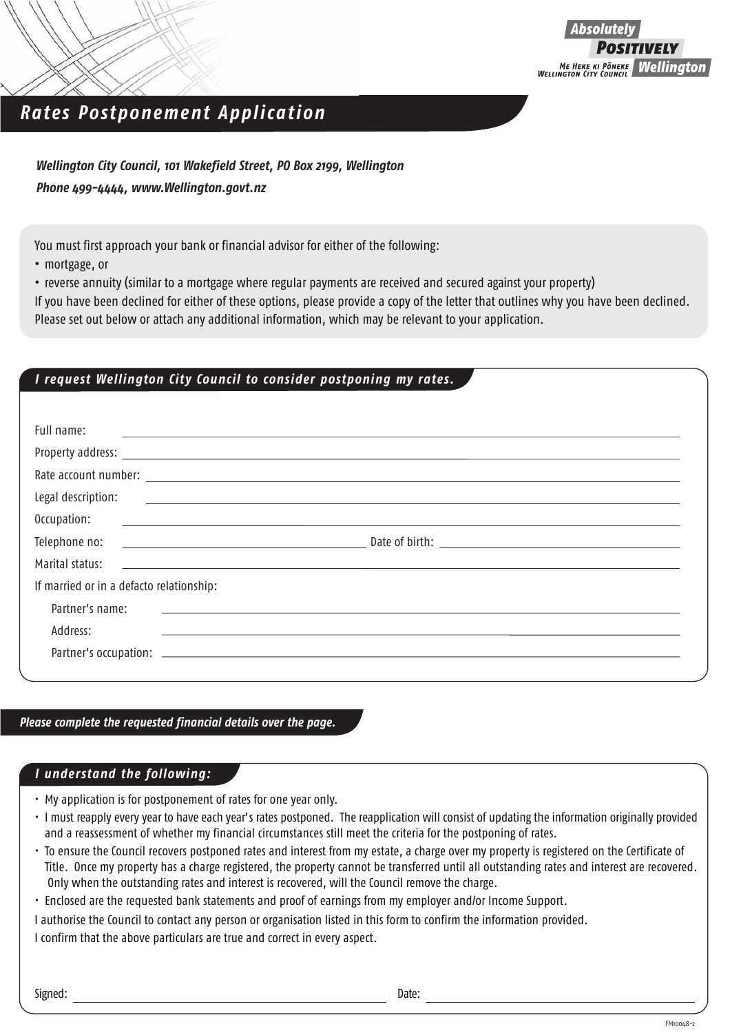Absolutely **POSITIVELY** Wellington
ME HEKE KI PŌNEKE
WELLINGTON CITY COUNCIL

# *Rates Postponement Application*

***Wellington City Council, 101 Wakefield Street, PO Box 2199, Wellington***
***Phone 499-4444, www.Wellington.govt.nz***

You must first approach your bank or financial advisor for either of the following:

- mortgage, or
- reverse annuity (similar to a mortgage where regular payments are received and secured against your property)

If you have been declined for either of these options, please provide a copy of the letter that outlines why you have been declined.
Please set out below or attach any additional information, which may be relevant to your application.

## *I request Wellington City Council to consider postponing my rates.*

Full name: ______________________________

Property address: ______________________________

Rate account number: ______________________________

Legal description: ______________________________

Occupation: ______________________________

Telephone no: ______________________________ Date of birth: ______________________________

Marital status: ______________________________

If married or in a defacto relationship:

Partner's name: ______________________________

Address: ______________________________

Partner's occupation: ______________________________

***Please complete the requested financial details over the page.***

## *I understand the following:*

- My application is for postponement of rates for one year only.
- I must reapply every year to have each year's rates postponed. The reapplication will consist of updating the information originally provided and a reassessment of whether my financial circumstances still meet the criteria for the postponing of rates.
- To ensure the Council recovers postponed rates and interest from my estate, a charge over my property is registered on the Certificate of Title. Once my property has a charge registered, the property cannot be transferred until all outstanding rates and interest are recovered. Only when the outstanding rates and interest is recovered, will the Council remove the charge.
- Enclosed are the requested bank statements and proof of earnings from my employer and/or Income Support.

I authorise the Council to contact any person or organisation listed in this form to confirm the information provided.

I confirm that the above particulars are true and correct in every aspect.

Signed: ______________________________ Date: ______________________________

FM10048-2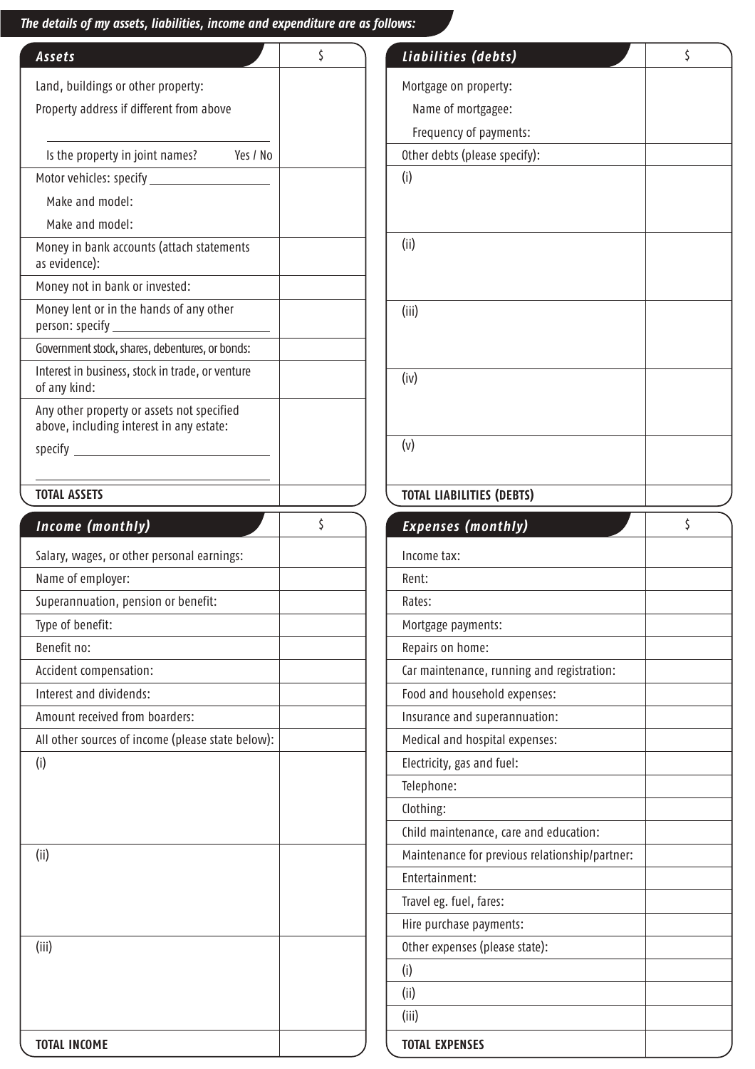***The details of my assets, liabilities, income and expenditure are as follows:***

| ***Assets*** | $ |
|---|---|
| Land, buildings or other property:<br>Property address if different from above<br>\_\_\_\_\_\_\_\_\_\_\_\_\_\_\_\_\_\_\_\_\_\_\_\_<br>Is the property in joint names? Yes / No | |
| Motor vehicles: specify \_\_\_\_\_\_\_\_\_\_\_\_<br>Make and model:<br>Make and model: | |
| Money in bank accounts (attach statements as evidence): | |
| Money not in bank or invested: | |
| Money lent or in the hands of any other person: specify \_\_\_\_\_\_\_\_\_\_\_\_ | |
| Government stock, shares, debentures, or bonds: | |
| Interest in business, stock in trade, or venture of any kind: | |
| Any other property or assets not specified above, including interest in any estate:<br>specify \_\_\_\_\_\_\_\_\_\_\_\_<br>\_\_\_\_\_\_\_\_\_\_\_\_\_\_\_\_\_\_\_\_\_\_\_\_ | |
| **TOTAL ASSETS** | |

| ***Liabilities (debts)*** | $ |
|---|---|
| Mortgage on property:<br>Name of mortgagee:<br>Frequency of payments: | |
| Other debts (please specify): | |
| (i) | |
| (ii) | |
| (iii) | |
| (iv) | |
| (v) | |
| **TOTAL LIABILITIES (DEBTS)** | |

| ***Income (monthly)*** | $ |
|---|---|
| Salary, wages, or other personal earnings: | |
| Name of employer: | |
| Superannuation, pension or benefit: | |
| Type of benefit: | |
| Benefit no: | |
| Accident compensation: | |
| Interest and dividends: | |
| Amount received from boarders: | |
| All other sources of income (please state below): | |
| (i) | |
| (ii) | |
| (iii) | |
| **TOTAL INCOME** | |

| ***Expenses (monthly)*** | $ |
|---|---|
| Income tax: | |
| Rent: | |
| Rates: | |
| Mortgage payments: | |
| Repairs on home: | |
| Car maintenance, running and registration: | |
| Food and household expenses: | |
| Insurance and superannuation: | |
| Medical and hospital expenses: | |
| Electricity, gas and fuel: | |
| Telephone: | |
| Clothing: | |
| Child maintenance, care and education: | |
| Maintenance for previous relationship/partner: | |
| Entertainment: | |
| Travel eg. fuel, fares: | |
| Hire purchase payments: | |
| Other expenses (please state): | |
| (i) | |
| (ii) | |
| (iii) | |
| **TOTAL EXPENSES** | |